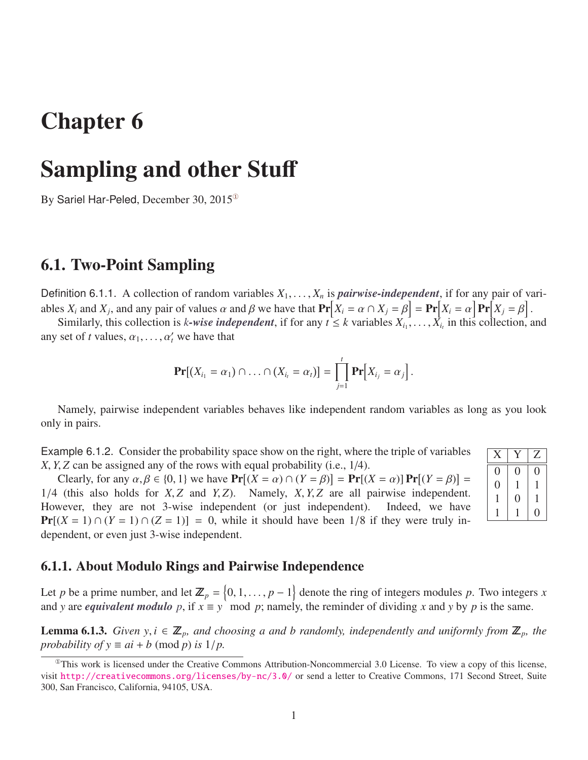# Chapter 6

# Sampling and other Stuff

By Sariel Har-Peled, December 30, 2015[①]

## 6.1. Two-Point Sampling

Definition 6.1.1. A collection of random variables $X_1, \ldots, X_n$ is ***pairwise-independent***, if for any pair of variables $X_i$ and $X_j$, and any pair of values $\alpha$ and $\beta$ we have that $\mathbf{Pr}\Big[X_i = \alpha \cap X_j = \beta\Big] = \mathbf{Pr}\Big[X_i = \alpha\Big]\mathbf{Pr}\Big[X_j = \beta\Big]$.

Similarly, this collection is ***k-wise independent***, if for any $t \leq k$ variables $X_{i_1}, \ldots, X_{i_t}$ in this collection, and any set of $t$ values, $\alpha_1, \ldots, \alpha_t'$ we have that

$$\mathbf{Pr}\big[(X_{i_1} = \alpha_1) \cap \ldots \cap (X_{i_t} = \alpha_t)\big] = \prod_{j=1}^{t} \mathbf{Pr}\Big[X_{i_j} = \alpha_j\Big].$$

Namely, pairwise independent variables behaves like independent random variables as long as you look only in pairs.

Example 6.1.2. Consider the probability space show on the right, where the triple of variables $X, Y, Z$ can be assigned any of the rows with equal probability (i.e., 1/4).

| X | Y | Z |
|---|---|---|
| 0 | 0 | 0 |
| 0 | 1 | 1 |
| 1 | 0 | 1 |
| 1 | 1 | 0 |

Clearly, for any $\alpha, \beta \in \{0, 1\}$ we have $\mathbf{Pr}[(X = \alpha) \cap (Y = \beta)] = \mathbf{Pr}[(X = \alpha)]\,\mathbf{Pr}[(Y = \beta)] = 1/4$ (this also holds for $X, Z$ and $Y, Z$). Namely, $X, Y, Z$ are all pairwise independent. However, they are not 3-wise independent (or just independent). Indeed, we have $\mathbf{Pr}[(X = 1) \cap (Y = 1) \cap (Z = 1)] = 0$, while it should have been 1/8 if they were truly independent, or even just 3-wise independent.

### 6.1.1. About Modulo Rings and Pairwise Independence

Let $p$ be a prime number, and let $\mathbb{Z}_p = \Big\{0, 1, \ldots, p-1\Big\}$ denote the ring of integers modules $p$. Two integers $x$ and $y$ are ***equivalent modulo*** $p$, if $x \equiv y \mod p$; namely, the reminder of dividing $x$ and $y$ by $p$ is the same.

**Lemma 6.1.3.** *Given $y, i \in \mathbb{Z}_p$, and choosing a and b randomly, independently and uniformly from $\mathbb{Z}_p$, the probability of $y \equiv ai + b \pmod{p}$ is $1/p$.*

[①] This work is licensed under the Creative Commons Attribution-Noncommercial 3.0 License. To view a copy of this license, visit http://creativecommons.org/licenses/by-nc/3.0/ or send a letter to Creative Commons, 171 Second Street, Suite 300, San Francisco, California, 94105, USA.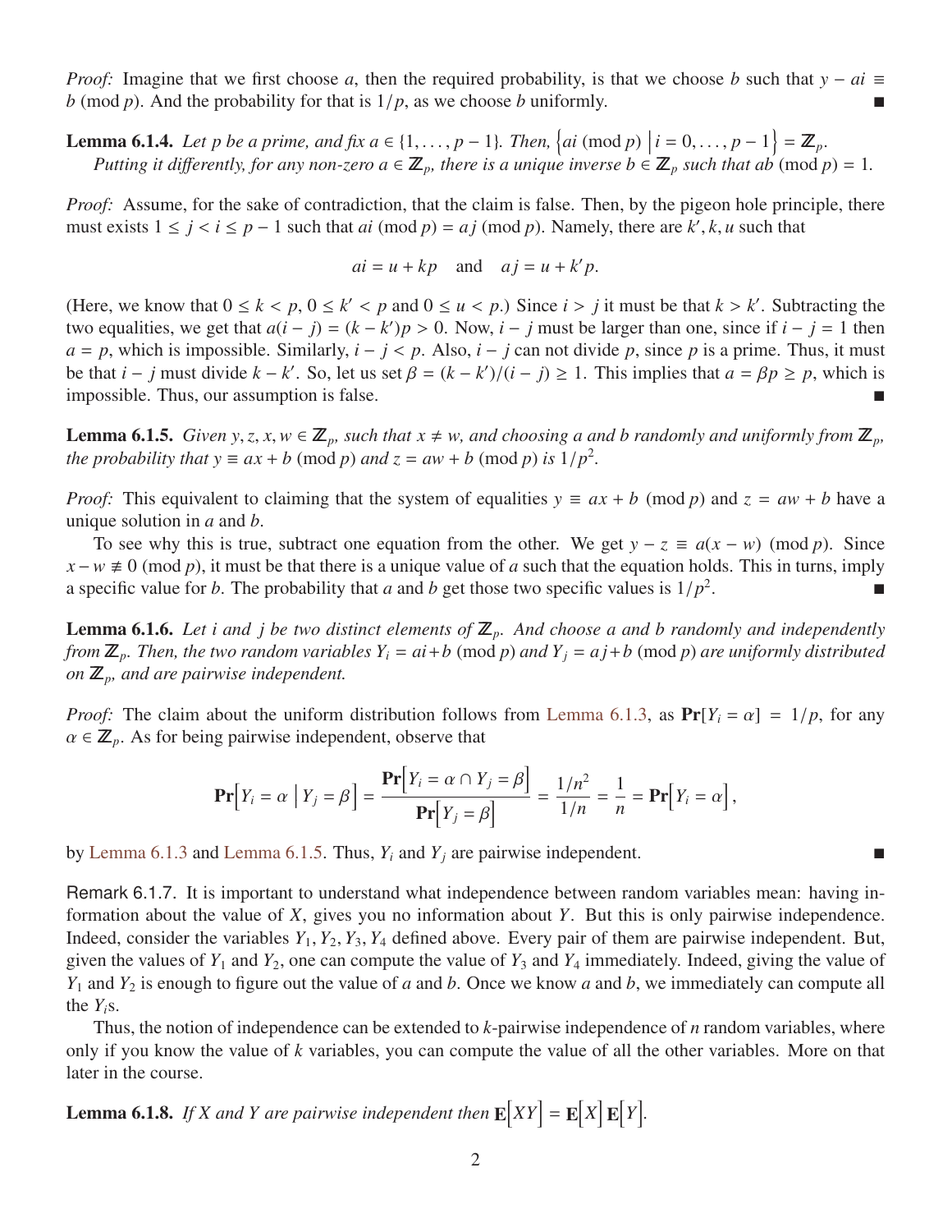*Proof:* Imagine that we first choose $a$, then the required probability, is that we choose $b$ such that $y - ai \equiv b \pmod{p}$. And the probability for that is $1/p$, as we choose $b$ uniformly. ■

**Lemma 6.1.4.** *Let $p$ be a prime, and fix $a \in \{1, \ldots, p-1\}$. Then, $\left\{ai \pmod{p} \;\middle|\; i = 0, \ldots, p-1\right\} = \mathbb{Z}_p$. Putting it differently, for any non-zero $a \in \mathbb{Z}_p$, there is a unique inverse $b \in \mathbb{Z}_p$ such that $ab \pmod{p} = 1$.*

*Proof:* Assume, for the sake of contradiction, that the claim is false. Then, by the pigeon hole principle, there must exists $1 \leq j < i \leq p-1$ such that $ai \pmod{p} = aj \pmod{p}$. Namely, there are $k', k, u$ such that

$$ai = u + kp \quad \text{and} \quad aj = u + k'p.$$

(Here, we know that $0 \leq k < p$, $0 \leq k' < p$ and $0 \leq u < p$.) Since $i > j$ it must be that $k > k'$. Subtracting the two equalities, we get that $a(i-j) = (k-k')p > 0$. Now, $i - j$ must be larger than one, since if $i - j = 1$ then $a = p$, which is impossible. Similarly, $i - j < p$. Also, $i - j$ can not divide $p$, since $p$ is a prime. Thus, it must be that $i - j$ must divide $k - k'$. So, let us set $\beta = (k-k')/(i-j) \geq 1$. This implies that $a = \beta p \geq p$, which is impossible. Thus, our assumption is false. ■

**Lemma 6.1.5.** *Given $y, z, x, w \in \mathbb{Z}_p$, such that $x \neq w$, and choosing $a$ and $b$ randomly and uniformly from $\mathbb{Z}_p$, the probability that $y \equiv ax + b \pmod{p}$ and $z = aw + b \pmod{p}$ is $1/p^2$.*

*Proof:* This equivalent to claiming that the system of equalities $y \equiv ax + b \pmod{p}$ and $z = aw + b$ have a unique solution in $a$ and $b$.

To see why this is true, subtract one equation from the other. We get $y - z \equiv a(x - w) \pmod{p}$. Since $x - w \not\equiv 0 \pmod{p}$, it must be that there is a unique value of $a$ such that the equation holds. This in turns, imply a specific value for $b$. The probability that $a$ and $b$ get those two specific values is $1/p^2$. ■

**Lemma 6.1.6.** *Let $i$ and $j$ be two distinct elements of $\mathbb{Z}_p$. And choose $a$ and $b$ randomly and independently from $\mathbb{Z}_p$. Then, the two random variables $Y_i = ai + b \pmod{p}$ and $Y_j = aj + b \pmod{p}$ are uniformly distributed on $\mathbb{Z}_p$, and are pairwise independent.*

*Proof:* The claim about the uniform distribution follows from Lemma 6.1.3, as $\mathbf{Pr}[Y_i = \alpha] = 1/p$, for any $\alpha \in \mathbb{Z}_p$. As for being pairwise independent, observe that

$$\mathbf{Pr}\Big[Y_i = \alpha \;\Big|\; Y_j = \beta\Big] = \frac{\mathbf{Pr}\Big[Y_i = \alpha \cap Y_j = \beta\Big]}{\mathbf{Pr}\Big[Y_j = \beta\Big]} = \frac{1/n^2}{1/n} = \frac{1}{n} = \mathbf{Pr}\Big[Y_i = \alpha\Big],$$

by Lemma 6.1.3 and Lemma 6.1.5. Thus, $Y_i$ and $Y_j$ are pairwise independent. ■

Remark 6.1.7. It is important to understand what independence between random variables mean: having information about the value of $X$, gives you no information about $Y$. But this is only pairwise independence. Indeed, consider the variables $Y_1, Y_2, Y_3, Y_4$ defined above. Every pair of them are pairwise independent. But, given the values of $Y_1$ and $Y_2$, one can compute the value of $Y_3$ and $Y_4$ immediately. Indeed, giving the value of $Y_1$ and $Y_2$ is enough to figure out the value of $a$ and $b$. Once we know $a$ and $b$, we immediately can compute all the $Y_i$s.

Thus, the notion of independence can be extended to $k$-pairwise independence of $n$ random variables, where only if you know the value of $k$ variables, you can compute the value of all the other variables. More on that later in the course.

**Lemma 6.1.8.** *If $X$ and $Y$ are pairwise independent then $\mathbf{E}\Big[XY\Big] = \mathbf{E}\Big[X\Big]\,\mathbf{E}\Big[Y\Big]$.*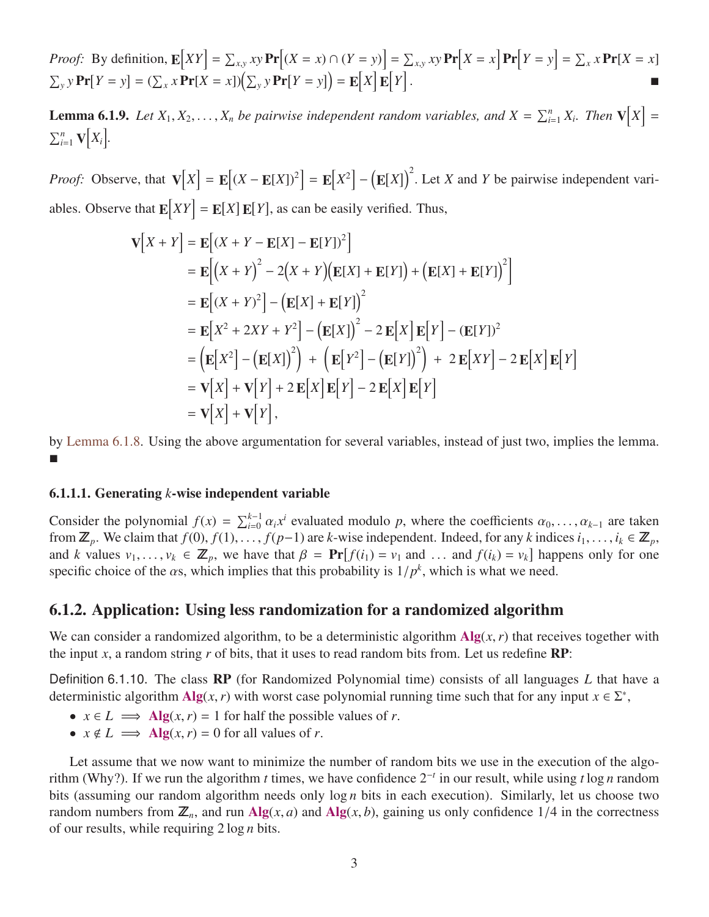*Proof:* By definition, $\mathbf{E}\Big[XY\Big] = \sum_{x,y} xy \,\mathbf{Pr}\Big[(X = x) \cap (Y = y)\Big] = \sum_{x,y} xy \,\mathbf{Pr}\Big[X = x\Big] \mathbf{Pr}\Big[Y = y\Big] = \sum_x x \,\mathbf{Pr}[X = x]$ $\sum_y y \,\mathbf{Pr}[Y = y] = (\sum_x x \,\mathbf{Pr}[X = x])\Big(\sum_y y \,\mathbf{Pr}[Y = y]\Big) = \mathbf{E}\Big[X\Big] \mathbf{E}\Big[Y\Big]$. ∎

**Lemma 6.1.9.** *Let $X_1, X_2, \ldots, X_n$ be pairwise independent random variables, and $X = \sum_{i=1}^n X_i$. Then $\mathbf{V}\Big[X\Big] = \sum_{i=1}^n \mathbf{V}\Big[X_i\Big]$.*

*Proof:* Observe, that $\mathbf{V}\Big[X\Big] = \mathbf{E}\Big[(X - \mathbf{E}[X])^2\Big] = \mathbf{E}\Big[X^2\Big] - \Big(\mathbf{E}[X]\Big)^2$. Let $X$ and $Y$ be pairwise independent variables. Observe that $\mathbf{E}\Big[XY\Big] = \mathbf{E}[X]\,\mathbf{E}[Y]$, as can be easily verified. Thus,

$$
\begin{aligned}
\mathbf{V}\Big[X + Y\Big] &= \mathbf{E}\Big[(X + Y - \mathbf{E}[X] - \mathbf{E}[Y])^2\Big] \\
&= \mathbf{E}\Big[\Big(X + Y\Big)^2 - 2\Big(X + Y\Big)\Big(\mathbf{E}[X] + \mathbf{E}[Y]\Big) + \Big(\mathbf{E}[X] + \mathbf{E}[Y]\Big)^2\Big] \\
&= \mathbf{E}\Big[(X + Y)^2\Big] - \Big(\mathbf{E}[X] + \mathbf{E}[Y]\Big)^2 \\
&= \mathbf{E}\Big[X^2 + 2XY + Y^2\Big] - \Big(\mathbf{E}[X]\Big)^2 - 2\,\mathbf{E}\Big[X\Big]\mathbf{E}\Big[Y\Big] - (\mathbf{E}[Y])^2 \\
&= \Big(\mathbf{E}\Big[X^2\Big] - \Big(\mathbf{E}[X]\Big)^2\Big) \;+\; \Big(\mathbf{E}\Big[Y^2\Big] - \Big(\mathbf{E}[Y]\Big)^2\Big) \;+\; 2\,\mathbf{E}\Big[XY\Big] - 2\,\mathbf{E}\Big[X\Big]\mathbf{E}\Big[Y\Big] \\
&= \mathbf{V}\Big[X\Big] + \mathbf{V}\Big[Y\Big] + 2\,\mathbf{E}\Big[X\Big]\mathbf{E}\Big[Y\Big] - 2\,\mathbf{E}\Big[X\Big]\mathbf{E}\Big[Y\Big] \\
&= \mathbf{V}\Big[X\Big] + \mathbf{V}\Big[Y\Big],
\end{aligned}
$$

by Lemma 6.1.8. Using the above argumentation for several variables, instead of just two, implies the lemma. ∎

#### 6.1.1.1. Generating $k$-wise independent variable

Consider the polynomial $f(x) = \sum_{i=0}^{k-1} \alpha_i x^i$ evaluated modulo $p$, where the coefficients $\alpha_0, \ldots, \alpha_{k-1}$ are taken from $\mathbb{Z}_p$. We claim that $f(0), f(1), \ldots, f(p-1)$ are $k$-wise independent. Indeed, for any $k$ indices $i_1, \ldots, i_k \in \mathbb{Z}_p$, and $k$ values $v_1, \ldots, v_k \in \mathbb{Z}_p$, we have that $\beta = \mathbf{Pr}[f(i_1) = v_1$ and $\ldots$ and $f(i_k) = v_k]$ happens only for one specific choice of the $\alpha$s, which implies that this probability is $1/p^k$, which is what we need.

## 6.1.2. Application: Using less randomization for a randomized algorithm

We can consider a randomized algorithm, to be a deterministic algorithm **Alg**$(x, r)$ that receives together with the input $x$, a random string $r$ of bits, that it uses to read random bits from. Let us redefine **RP**:

Definition 6.1.10. The class **RP** (for Randomized Polynomial time) consists of all languages $L$ that have a deterministic algorithm **Alg**$(x, r)$ with worst case polynomial running time such that for any input $x \in \Sigma^*$,

- $x \in L \implies$ **Alg**$(x, r) = 1$ for half the possible values of $r$.
- $x \notin L \implies$ **Alg**$(x, r) = 0$ for all values of $r$.

Let assume that we now want to minimize the number of random bits we use in the execution of the algorithm (Why?). If we run the algorithm $t$ times, we have confidence $2^{-t}$ in our result, while using $t \log n$ random bits (assuming our random algorithm needs only $\log n$ bits in each execution). Similarly, let us choose two random numbers from $\mathbb{Z}_n$, and run **Alg**$(x, a)$ and **Alg**$(x, b)$, gaining us only confidence $1/4$ in the correctness of our results, while requiring $2 \log n$ bits.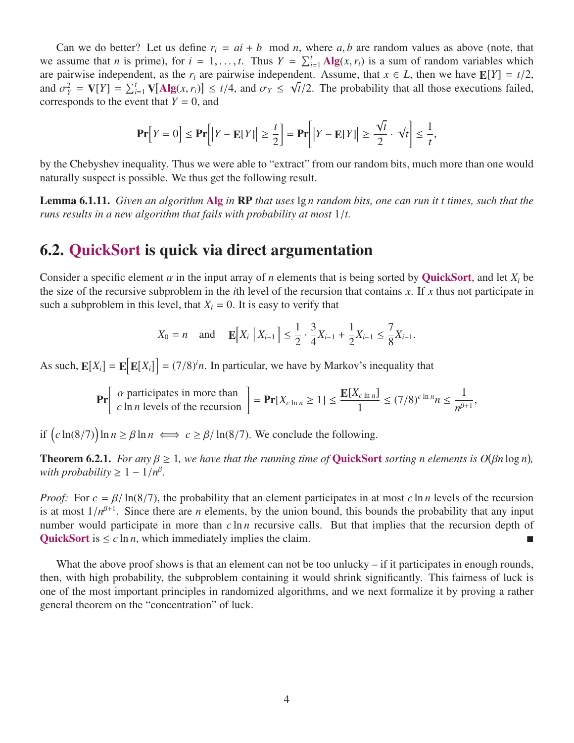Can we do better? Let us define $r_i = ai + b \mod n$, where $a, b$ are random values as above (note, that we assume that $n$ is prime), for $i = 1, \ldots, t$. Thus $Y = \sum_{i=1}^{t} \textbf{Alg}(x, r_i)$ is a sum of random variables which are pairwise independent, as the $r_i$ are pairwise independent. Assume, that $x \in L$, then we have $\mathbf{E}[Y] = t/2$, and $\sigma_Y^2 = \mathbf{V}[Y] = \sum_{i=1}^{t} \mathbf{V}[\textbf{Alg}(x, r_i)] \leq t/4$, and $\sigma_Y \leq \sqrt{t}/2$. The probability that all those executions failed, corresponds to the event that $Y = 0$, and

$$\mathbf{Pr}\Big[Y = 0\Big] \leq \mathbf{Pr}\Big[\big|Y - \mathbf{E}[Y]\big| \geq \frac{t}{2}\Big] = \mathbf{Pr}\Big[\big|Y - \mathbf{E}[Y]\big| \geq \frac{\sqrt{t}}{2} \cdot \sqrt{t}\Big] \leq \frac{1}{t},$$

by the Chebyshev inequality. Thus we were able to "extract" from our random bits, much more than one would naturally suspect is possible. We thus get the following result.

**Lemma 6.1.11.** *Given an algorithm* **Alg** *in* **RP** *that uses* $\lg n$ *random bits, one can run it* $t$ *times, such that the runs results in a new algorithm that fails with probability at most* $1/t$*.*

## 6.2. QuickSort is quick via direct argumentation

Consider a specific element $\alpha$ in the input array of $n$ elements that is being sorted by **QuickSort**, and let $X_i$ be the size of the recursive subproblem in the $i$th level of the recursion that contains $x$. If $x$ thus not participate in such a subproblem in this level, that $X_i = 0$. It is easy to verify that

$$X_0 = n \quad \text{and} \quad \mathbf{E}\Big[X_i \;\Big|\; X_{i-1}\Big] \leq \frac{1}{2} \cdot \frac{3}{4} X_{i-1} + \frac{1}{2} X_{i-1} \leq \frac{7}{8} X_{i-1}.$$

As such, $\mathbf{E}[X_i] = \mathbf{E}\Big[\mathbf{E}[X_i]\Big] = (7/8)^i n$. In particular, we have by Markov's inequality that

$$\mathbf{Pr}\left[\begin{array}{l}\alpha \text{ participates in more than} \\ c \ln n \text{ levels of the recursion}\end{array}\right] = \mathbf{Pr}[X_{c \ln n} \geq 1] \leq \frac{\mathbf{E}[X_{c \ln n}]}{1} \leq (7/8)^{c \ln n} n \leq \frac{1}{n^{\beta+1}},$$

if $\big(c \ln(8/7)\big) \ln n \geq \beta \ln n \iff c \geq \beta / \ln(8/7)$. We conclude the following.

**Theorem 6.2.1.** *For any* $\beta \geq 1$*, we have that the running time of* **QuickSort** *sorting* $n$ *elements is* $O(\beta n \log n)$*, with probability* $\geq 1 - 1/n^{\beta}$*.*

*Proof:* For $c = \beta / \ln(8/7)$, the probability that an element participates in at most $c \ln n$ levels of the recursion is at most $1/n^{\beta+1}$. Since there are $n$ elements, by the union bound, this bounds the probability that any input number would participate in more than $c \ln n$ recursive calls. But that implies that the recursion depth of **QuickSort** is $\leq c \ln n$, which immediately implies the claim. ■

What the above proof shows is that an element can not be too unlucky – if it participates in enough rounds, then, with high probability, the subproblem containing it would shrink significantly. This fairness of luck is one of the most important principles in randomized algorithms, and we next formalize it by proving a rather general theorem on the "concentration" of luck.